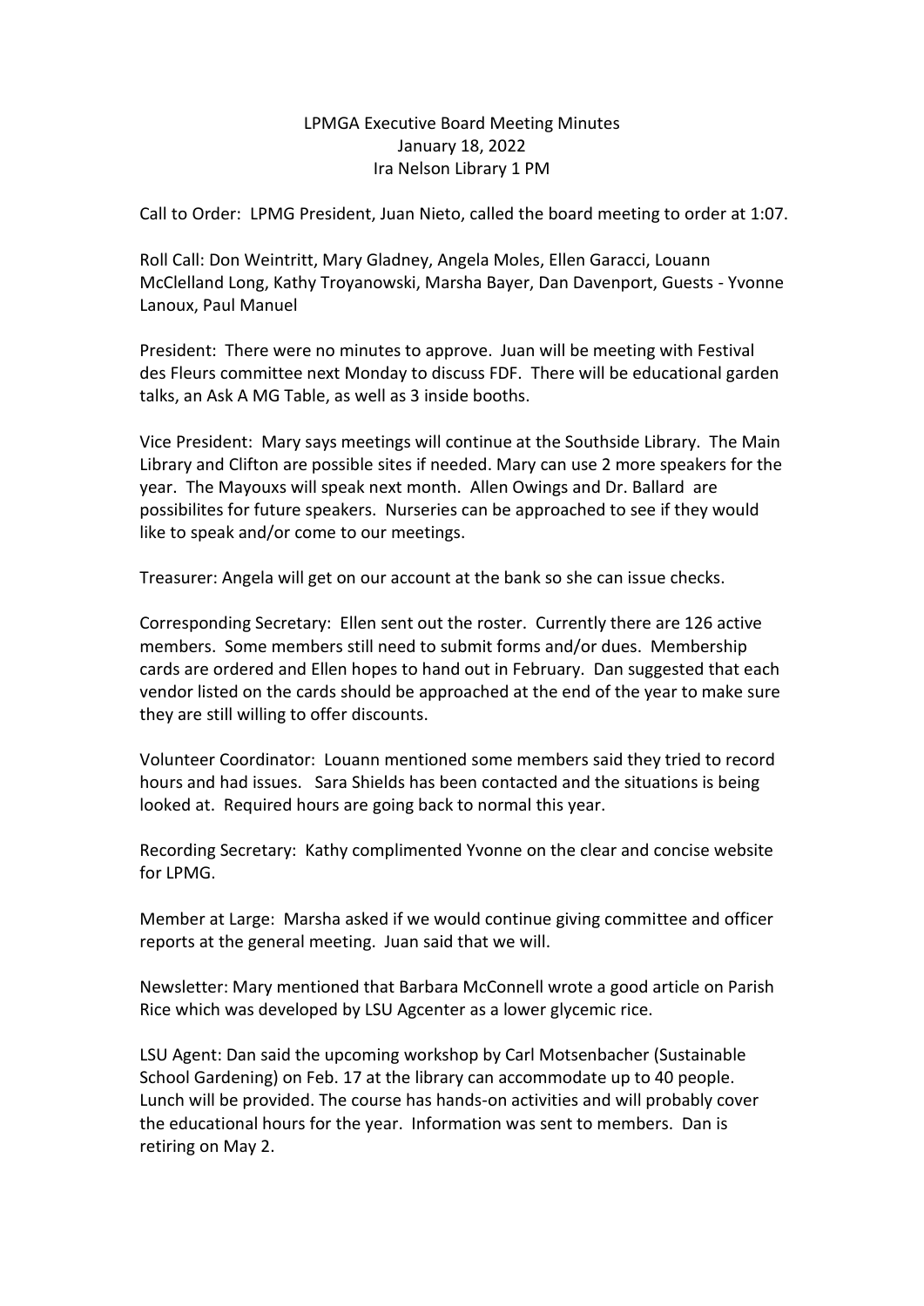# LPMGA Executive Board Meeting Minutes

January 18, 2022

Ira Nelson Library 1 PM

Call to Order: LPMG President, Juan Nieto, called the board meeting to order at 1:07.

Roll Call: Don Weintritt, Mary Gladney, Angela Moles, Ellen Garacci, Louann McClelland Long, Kathy Troyanowski, Marsha Bayer, Dan Davenport, Guests - Yvonne Lanoux, Paul Manuel

President: There were no minutes to approve. Juan will be meeting with Festival des Fleurs committee next Monday to discuss FDF. There will be educational garden talks, an Ask A MG Table, as well as 3 inside booths.

Vice President: Mary says meetings will continue at the Southside Library. The Main Library and Clifton are possible sites if needed. Mary can use 2 more speakers for the year. The Mayouxs will speak next month. Allen Owings and Dr. Ballard are possibilites for future speakers. Nurseries can be approached to see if they would like to speak and/or come to our meetings.

Treasurer: Angela will get on our account at the bank so she can issue checks.

Corresponding Secretary: Ellen sent out the roster. Currently there are 126 active members. Some members still need to submit forms and/or dues. Membership cards are ordered and Ellen hopes to hand out in February. Dan suggested that each vendor listed on the cards should be approached at the end of the year to make sure they are still willing to offer discounts.

Volunteer Coordinator: Louann mentioned some members said they tried to record hours and had issues. Sara Shields has been contacted and the situations is being looked at. Required hours are going back to normal this year.

Recording Secretary: Kathy complimented Yvonne on the clear and concise website for LPMG.

Member at Large: Marsha asked if we would continue giving committee and officer reports at the general meeting. Juan said that we will.

Newsletter: Mary mentioned that Barbara McConnell wrote a good article on Parish Rice which was developed by LSU Agcenter as a lower glycemic rice.

LSU Agent: Dan said the upcoming workshop by Carl Motsenbacher (Sustainable School Gardening) on Feb. 17 at the library can accommodate up to 40 people. Lunch will be provided. The course has hands-on activities and will probably cover the educational hours for the year. Information was sent to members. Dan is retiring on May 2.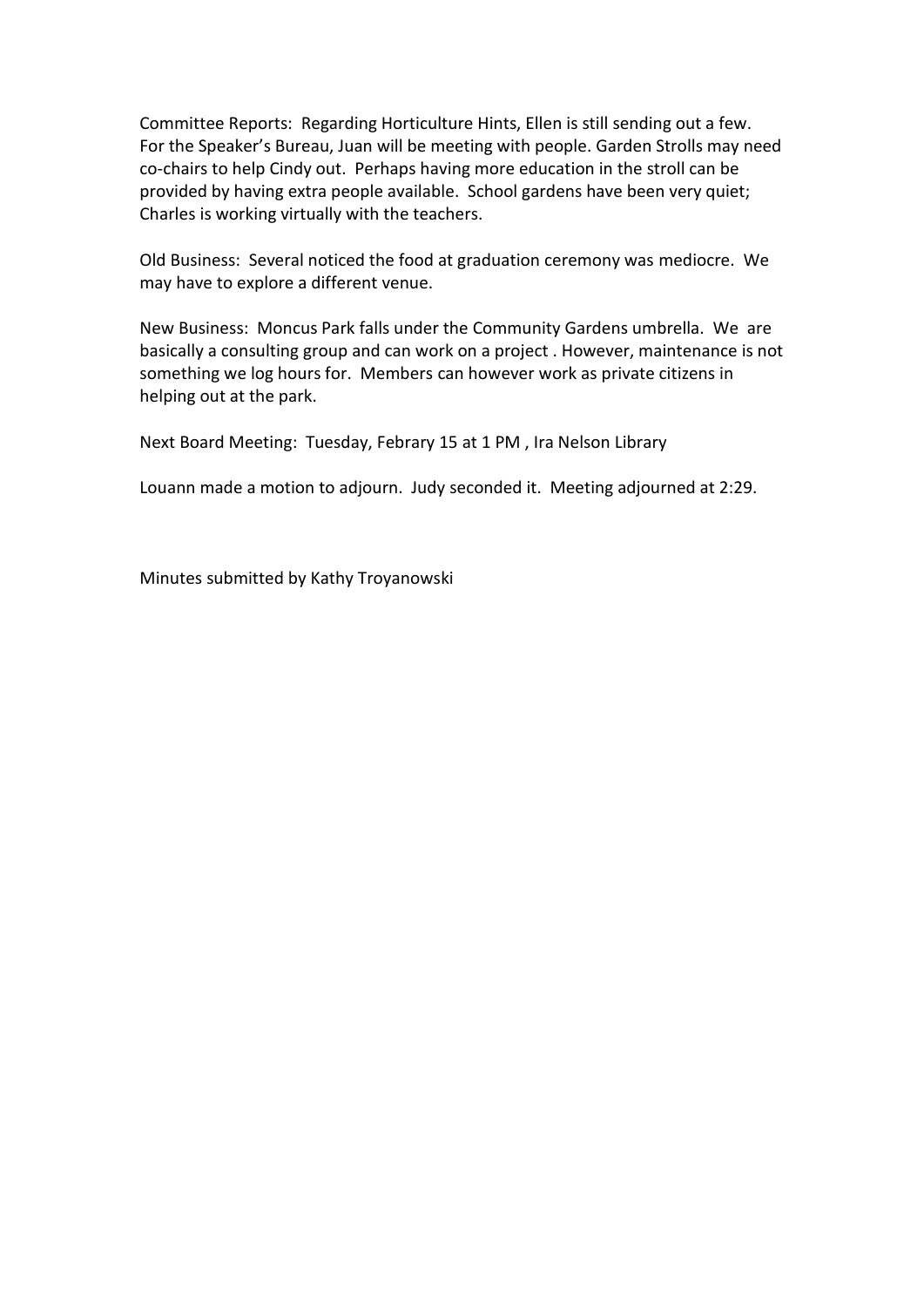Committee Reports: Regarding Horticulture Hints, Ellen is still sending out a few. For the Speaker's Bureau, Juan will be meeting with people. Garden Strolls may need co-chairs to help Cindy out. Perhaps having more education in the stroll can be provided by having extra people available. School gardens have been very quiet; Charles is working virtually with the teachers.

Old Business: Several noticed the food at graduation ceremony was mediocre. We may have to explore a different venue.

New Business: Moncus Park falls under the Community Gardens umbrella. We are basically a consulting group and can work on a project . However, maintenance is not something we log hours for. Members can however work as private citizens in helping out at the park.

Next Board Meeting: Tuesday, Febrary 15 at 1 PM , Ira Nelson Library

Louann made a motion to adjourn. Judy seconded it. Meeting adjourned at 2:29.

Minutes submitted by Kathy Troyanowski